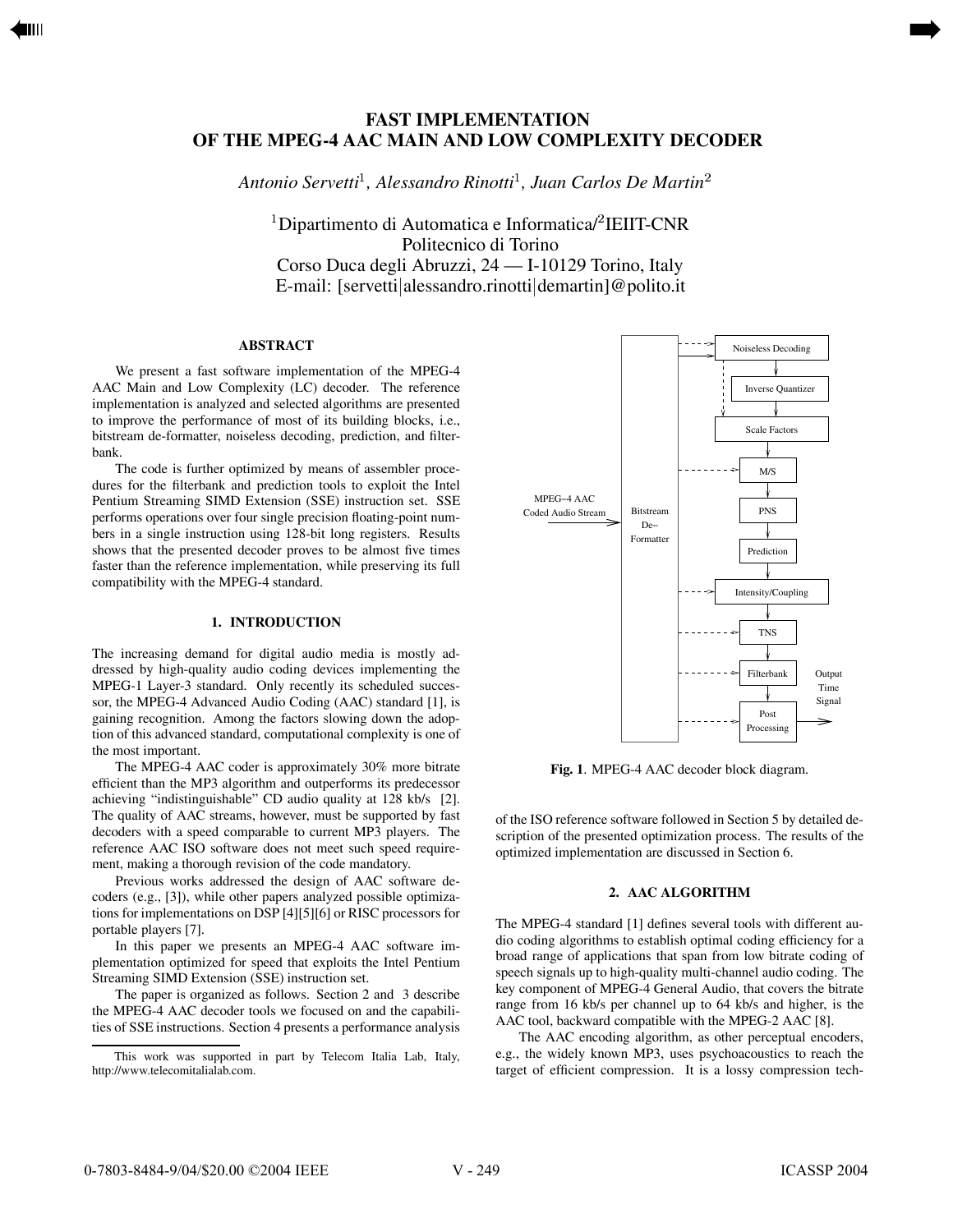# FAST IMPLEMENTATION OF THE MPEG-4 AAC MAIN AND LOW COMPLEXITY DECODER

*Antonio Servetti*[1]*, Alessandro Rinotti*[1]*, Juan Carlos De Martin*[2]

[1]Dipartimento di Automatica e Informatica/[2]IEIIT-CNR
Politecnico di Torino
Corso Duca degli Abruzzi, 24 — I-10129 Torino, Italy
E-mail: [servetti|alessandro.rinotti|demartin]@polito.it

## ABSTRACT

We present a fast software implementation of the MPEG-4 AAC Main and Low Complexity (LC) decoder. The reference implementation is analyzed and selected algorithms are presented to improve the performance of most of its building blocks, i.e., bitstream de-formatter, noiseless decoding, prediction, and filterbank.

The code is further optimized by means of assembler procedures for the filterbank and prediction tools to exploit the Intel Pentium Streaming SIMD Extension (SSE) instruction set. SSE performs operations over four single precision floating-point numbers in a single instruction using 128-bit long registers. Results shows that the presented decoder proves to be almost five times faster than the reference implementation, while preserving its full compatibility with the MPEG-4 standard.

## 1. INTRODUCTION

The increasing demand for digital audio media is mostly addressed by high-quality audio coding devices implementing the MPEG-1 Layer-3 standard. Only recently its scheduled successor, the MPEG-4 Advanced Audio Coding (AAC) standard [1], is gaining recognition. Among the factors slowing down the adoption of this advanced standard, computational complexity is one of the most important.

The MPEG-4 AAC coder is approximately 30% more bitrate efficient than the MP3 algorithm and outperforms its predecessor achieving "indistinguishable" CD audio quality at 128 kb/s [2]. The quality of AAC streams, however, must be supported by fast decoders with a speed comparable to current MP3 players. The reference AAC ISO software does not meet such speed requirement, making a thorough revision of the code mandatory.

Previous works addressed the design of AAC software decoders (e.g., [3]), while other papers analyzed possible optimizations for implementations on DSP [4][5][6] or RISC processors for portable players [7].

In this paper we presents an MPEG-4 AAC software implementation optimized for speed that exploits the Intel Pentium Streaming SIMD Extension (SSE) instruction set.

The paper is organized as follows. Section 2 and 3 describe the MPEG-4 AAC decoder tools we focused on and the capabilities of SSE instructions. Section 4 presents a performance analysis of the ISO reference software followed in Section 5 by detailed description of the presented optimization process. The results of the optimized implementation are discussed in Section 6.

**Fig. 1**. MPEG-4 AAC decoder block diagram.

## 2. AAC ALGORITHM

The MPEG-4 standard [1] defines several tools with different audio coding algorithms to establish optimal coding efficiency for a broad range of applications that span from low bitrate coding of speech signals up to high-quality multi-channel audio coding. The key component of MPEG-4 General Audio, that covers the bitrate range from 16 kb/s per channel up to 64 kb/s and higher, is the AAC tool, backward compatible with the MPEG-2 AAC [8].

The AAC encoding algorithm, as other perceptual encoders, e.g., the widely known MP3, uses psychoacoustics to reach the target of efficient compression. It is a lossy compression tech-

This work was supported in part by Telecom Italia Lab, Italy, http://www.telecomitalialab.com.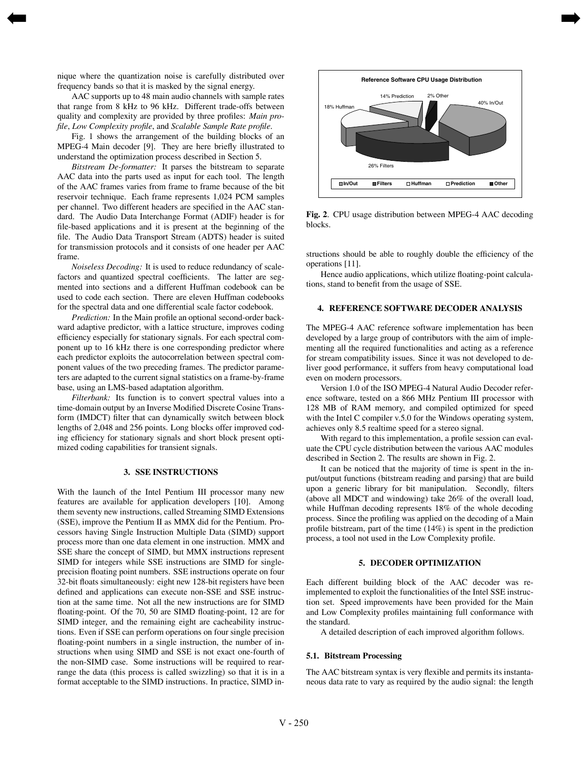nique where the quantization noise is carefully distributed over frequency bands so that it is masked by the signal energy.

AAC supports up to 48 main audio channels with sample rates that range from 8 kHz to 96 kHz. Different trade-offs between quality and complexity are provided by three profiles: *Main profile*, *Low Complexity profile*, and *Scalable Sample Rate profile*.

Fig. 1 shows the arrangement of the building blocks of an MPEG-4 Main decoder [9]. They are here briefly illustrated to understand the optimization process described in Section 5.

*Bitstream De-formatter:* It parses the bitstream to separate AAC data into the parts used as input for each tool. The length of the AAC frames varies from frame to frame because of the bit reservoir technique. Each frame represents 1,024 PCM samples per channel. Two different headers are specified in the AAC standard. The Audio Data Interchange Format (ADIF) header is for file-based applications and it is present at the beginning of the file. The Audio Data Transport Stream (ADTS) header is suited for transmission protocols and it consists of one header per AAC frame.

*Noiseless Decoding:* It is used to reduce redundancy of scalefactors and quantized spectral coefficients. The latter are segmented into sections and a different Huffman codebook can be used to code each section. There are eleven Huffman codebooks for the spectral data and one differential scale factor codebook.

*Prediction:* In the Main profile an optional second-order backward adaptive predictor, with a lattice structure, improves coding efficiency especially for stationary signals. For each spectral component up to 16 kHz there is one corresponding predictor where each predictor exploits the autocorrelation between spectral component values of the two preceding frames. The predictor parameters are adapted to the current signal statistics on a frame-by-frame base, using an LMS-based adaptation algorithm.

*Filterbank:* Its function is to convert spectral values into a time-domain output by an Inverse Modified Discrete Cosine Transform (IMDCT) filter that can dynamically switch between block lengths of 2,048 and 256 points. Long blocks offer improved coding efficiency for stationary signals and short block present optimized coding capabilities for transient signals.

## 3. SSE INSTRUCTIONS

With the launch of the Intel Pentium III processor many new features are available for application developers [10]. Among them seventy new instructions, called Streaming SIMD Extensions (SSE), improve the Pentium II as MMX did for the Pentium. Processors having Single Instruction Multiple Data (SIMD) support process more than one data element in one instruction. MMX and SSE share the concept of SIMD, but MMX instructions represent SIMD for integers while SSE instructions are SIMD for single-precision floating point numbers. SSE instructions operate on four 32-bit floats simultaneously: eight new 128-bit registers have been defined and applications can execute non-SSE and SSE instruction at the same time. Not all the new instructions are for SIMD floating-point. Of the 70, 50 are SIMD floating-point, 12 are for SIMD integer, and the remaining eight are cacheability instructions. Even if SSE can perform operations on four single precision floating-point numbers in a single instruction, the number of instructions when using SIMD and SSE is not exact one-fourth of the non-SIMD case. Some instructions will be required to rearrange the data (this process is called swizzling) so that it is in a format acceptable to the SIMD instructions. In practice, SIMD instructions should be able to roughly double the efficiency of the operations [11].

Hence audio applications, which utilize floating-point calculations, stand to benefit from the usage of SSE.

**Reference Software CPU Usage Distribution**

| Block | CPU usage |
|---|---|
| In/Out | 40% |
| Filters | 26% |
| Huffman | 18% |
| Prediction | 14% |
| Other | 2% |

**Fig. 2**. CPU usage distribution between MPEG-4 AAC decoding blocks.

## 4. REFERENCE SOFTWARE DECODER ANALYSIS

The MPEG-4 AAC reference software implementation has been developed by a large group of contributors with the aim of implementing all the required functionalities and acting as a reference for stream compatibility issues. Since it was not developed to deliver good performance, it suffers from heavy computational load even on modern processors.

Version 1.0 of the ISO MPEG-4 Natural Audio Decoder reference software, tested on a 866 MHz Pentium III processor with 128 MB of RAM memory, and compiled optimized for speed with the Intel C compiler v.5.0 for the Windows operating system, achieves only 8.5 realtime speed for a stereo signal.

With regard to this implementation, a profile session can evaluate the CPU cycle distribution between the various AAC modules described in Section 2. The results are shown in Fig. 2.

It can be noticed that the majority of time is spent in the input/output functions (bitstream reading and parsing) that are build upon a generic library for bit manipulation. Secondly, filters (above all MDCT and windowing) take 26% of the overall load, while Huffman decoding represents 18% of the whole decoding process. Since the profiling was applied on the decoding of a Main profile bitstream, part of the time (14%) is spent in the prediction process, a tool not used in the Low Complexity profile.

## 5. DECODER OPTIMIZATION

Each different building block of the AAC decoder was re-implemented to exploit the functionalities of the Intel SSE instruction set. Speed improvements have been provided for the Main and Low Complexity profiles maintaining full conformance with the standard.

A detailed description of each improved algorithm follows.

### 5.1. Bitstream Processing

The AAC bitstream syntax is very flexible and permits its instantaneous data rate to vary as required by the audio signal: the length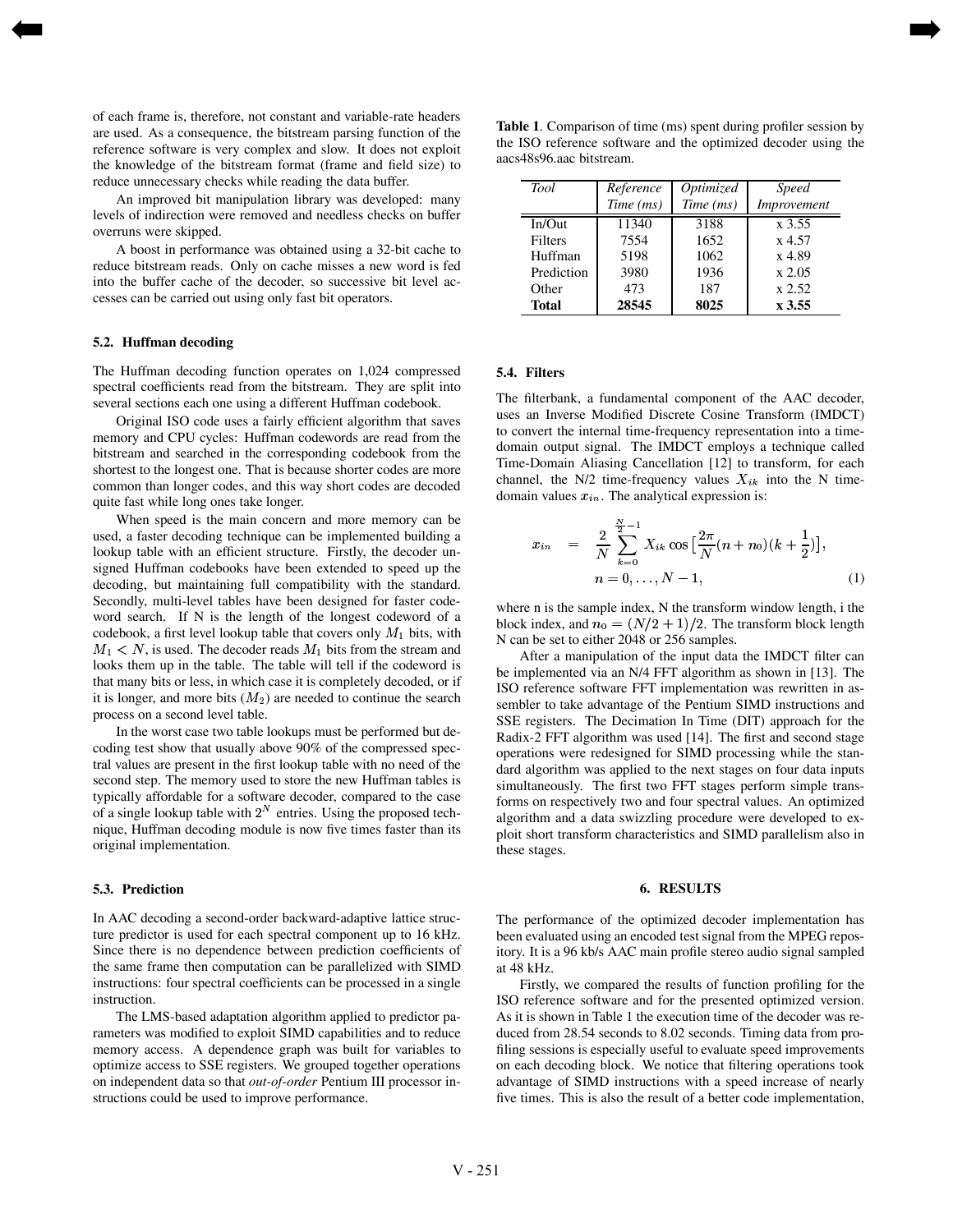of each frame is, therefore, not constant and variable-rate headers are used. As a consequence, the bitstream parsing function of the reference software is very complex and slow. It does not exploit the knowledge of the bitstream format (frame and field size) to reduce unnecessary checks while reading the data buffer.

An improved bit manipulation library was developed: many levels of indirection were removed and needless checks on buffer overruns were skipped.

A boost in performance was obtained using a 32-bit cache to reduce bitstream reads. Only on cache misses a new word is fed into the buffer cache of the decoder, so successive bit level accesses can be carried out using only fast bit operators.

### 5.2. Huffman decoding

The Huffman decoding function operates on 1,024 compressed spectral coefficients read from the bitstream. They are split into several sections each one using a different Huffman codebook.

Original ISO code uses a fairly efficient algorithm that saves memory and CPU cycles: Huffman codewords are read from the bitstream and searched in the corresponding codebook from the shortest to the longest one. That is because shorter codes are more common than longer codes, and this way short codes are decoded quite fast while long ones take longer.

When speed is the main concern and more memory can be used, a faster decoding technique can be implemented building a lookup table with an efficient structure. Firstly, the decoder unsigned Huffman codebooks have been extended to speed up the decoding, but maintaining full compatibility with the standard. Secondly, multi-level tables have been designed for faster codeword search. If N is the length of the longest codeword of a codebook, a first level lookup table that covers only $M_1$ bits, with $M_1 < N$, is used. The decoder reads $M_1$ bits from the stream and looks them up in the table. The table will tell if the codeword is that many bits or less, in which case it is completely decoded, or if it is longer, and more bits ($M_2$) are needed to continue the search process on a second level table.

In the worst case two table lookups must be performed but decoding test show that usually above 90% of the compressed spectral values are present in the first lookup table with no need of the second step. The memory used to store the new Huffman tables is typically affordable for a software decoder, compared to the case of a single lookup table with $2^N$ entries. Using the proposed technique, Huffman decoding module is now five times faster than its original implementation.

### 5.3. Prediction

In AAC decoding a second-order backward-adaptive lattice structure predictor is used for each spectral component up to 16 kHz. Since there is no dependence between prediction coefficients of the same frame then computation can be parallelized with SIMD instructions: four spectral coefficients can be processed in a single instruction.

The LMS-based adaptation algorithm applied to predictor parameters was modified to exploit SIMD capabilities and to reduce memory access. A dependence graph was built for variables to optimize access to SSE registers. We grouped together operations on independent data so that *out-of-order* Pentium III processor instructions could be used to improve performance.

**Table 1**. Comparison of time (ms) spent during profiler session by the ISO reference software and the optimized decoder using the aacs48s96.aac bitstream.

| *Tool* | *Reference Time (ms)* | *Optimized Time (ms)* | *Speed Improvement* |
|---|---|---|---|
| In/Out | 11340 | 3188 | x 3.55 |
| Filters | 7554 | 1652 | x 4.57 |
| Huffman | 5198 | 1062 | x 4.89 |
| Prediction | 3980 | 1936 | x 2.05 |
| Other | 473 | 187 | x 2.52 |
| **Total** | **28545** | **8025** | **x 3.55** |

### 5.4. Filters

The filterbank, a fundamental component of the AAC decoder, uses an Inverse Modified Discrete Cosine Transform (IMDCT) to convert the internal time-frequency representation into a time-domain output signal. The IMDCT employs a technique called Time-Domain Aliasing Cancellation [12] to transform, for each channel, the N/2 time-frequency values $X_{ik}$ into the N time-domain values $x_{in}$. The analytical expression is:

$$x_{in} = \frac{2}{N}\sum_{k=0}^{\frac{N}{2}-1} X_{ik}\cos\left[\frac{2\pi}{N}(n+n_0)(k+\frac{1}{2})\right], \quad n = 0,\ldots,N-1, \tag{1}$$

where n is the sample index, N the transform window length, i the block index, and $n_0 = (N/2+1)/2$. The transform block length N can be set to either 2048 or 256 samples.

After a manipulation of the input data the IMDCT filter can be implemented via an N/4 FFT algorithm as shown in [13]. The ISO reference software FFT implementation was rewritten in assembler to take advantage of the Pentium SIMD instructions and SSE registers. The Decimation In Time (DIT) approach for the Radix-2 FFT algorithm was used [14]. The first and second stage operations were redesigned for SIMD processing while the standard algorithm was applied to the next stages on four data inputs simultaneously. The first two FFT stages perform simple transforms on respectively two and four spectral values. An optimized algorithm and a data swizzling procedure were developed to exploit short transform characteristics and SIMD parallelism also in these stages.

## 6. RESULTS

The performance of the optimized decoder implementation has been evaluated using an encoded test signal from the MPEG repository. It is a 96 kb/s AAC main profile stereo audio signal sampled at 48 kHz.

Firstly, we compared the results of function profiling for the ISO reference software and for the presented optimized version. As it is shown in Table 1 the execution time of the decoder was reduced from 28.54 seconds to 8.02 seconds. Timing data from profiling sessions is especially useful to evaluate speed improvements on each decoding block. We notice that filtering operations took advantage of SIMD instructions with a speed increase of nearly five times. This is also the result of a better code implementation,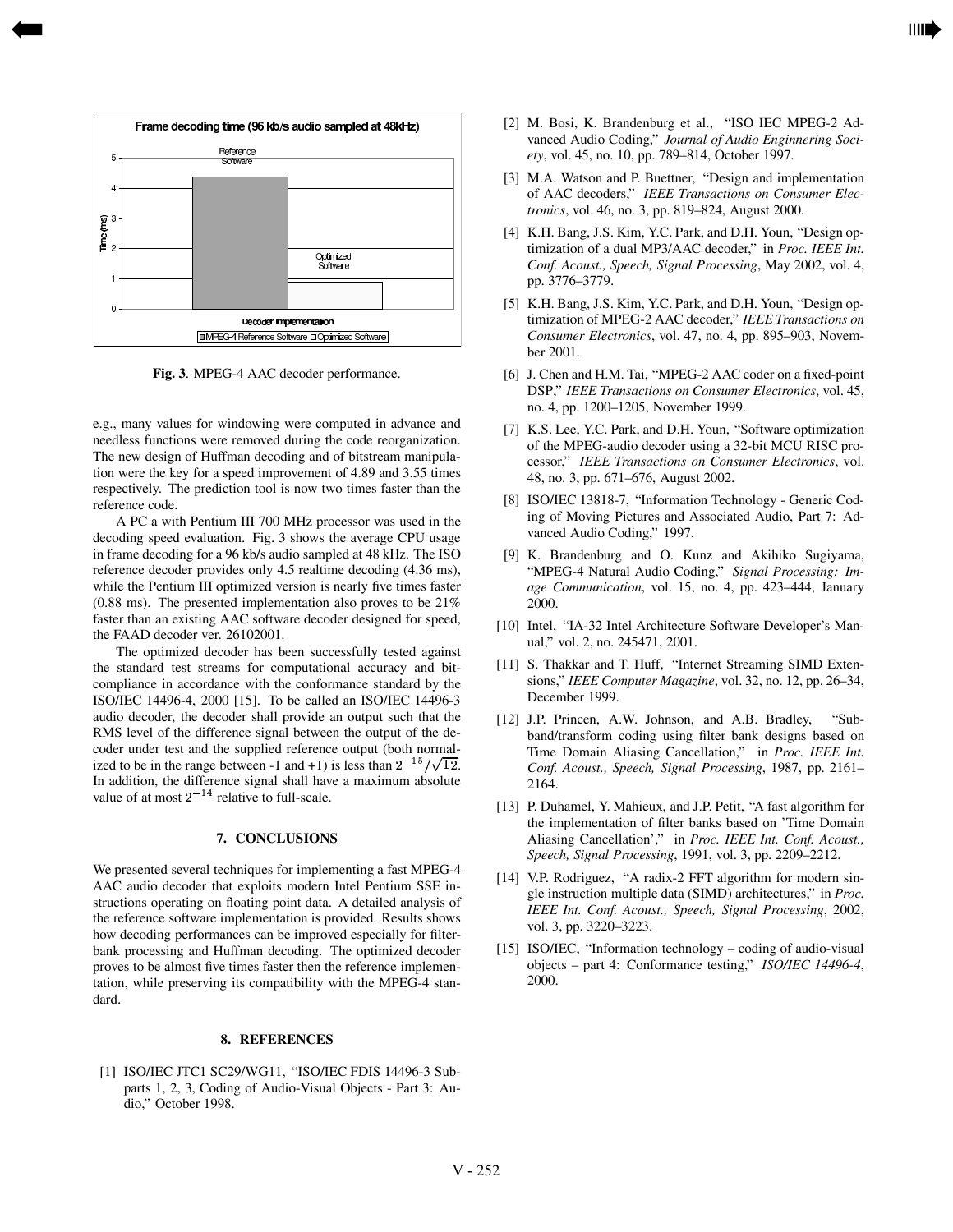Frame decoding time (96 kb/s audio sampled at 48kHz)

Reference Software

Optimized Software

Time (ms)

0
1
2
3
4
5

Decoder Implementation

MPEG-4 Reference Software
Optimized Software

**Fig. 3**. MPEG-4 AAC decoder performance.

e.g., many values for windowing were computed in advance and needless functions were removed during the code reorganization. The new design of Huffman decoding and of bitstream manipulation were the key for a speed improvement of 4.89 and 3.55 times respectively. The prediction tool is now two times faster than the reference code.

A PC a with Pentium III 700 MHz processor was used in the decoding speed evaluation. Fig. 3 shows the average CPU usage in frame decoding for a 96 kb/s audio sampled at 48 kHz. The ISO reference decoder provides only 4.5 realtime decoding (4.36 ms), while the Pentium III optimized version is nearly five times faster (0.88 ms). The presented implementation also proves to be 21% faster than an existing AAC software decoder designed for speed, the FAAD decoder ver. 26102001.

The optimized decoder has been successfully tested against the standard test streams for computational accuracy and bit-compliance in accordance with the conformance standard by the ISO/IEC 14496-4, 2000 [15]. To be called an ISO/IEC 14496-3 audio decoder, the decoder shall provide an output such that the RMS level of the difference signal between the output of the decoder under test and the supplied reference output (both normalized to be in the range between -1 and +1) is less than $2^{-15}/\sqrt{12}$. In addition, the difference signal shall have a maximum absolute value of at most $2^{-14}$ relative to full-scale.

## 7. CONCLUSIONS

We presented several techniques for implementing a fast MPEG-4 AAC audio decoder that exploits modern Intel Pentium SSE instructions operating on floating point data. A detailed analysis of the reference software implementation is provided. Results shows how decoding performances can be improved especially for filterbank processing and Huffman decoding. The optimized decoder proves to be almost five times faster then the reference implementation, while preserving its compatibility with the MPEG-4 standard.

## 8. REFERENCES

[1] ISO/IEC JTC1 SC29/WG11, "ISO/IEC FDIS 14496-3 Subparts 1, 2, 3, Coding of Audio-Visual Objects - Part 3: Audio," October 1998.

[2] M. Bosi, K. Brandenburg et al., "ISO IEC MPEG-2 Advanced Audio Coding," *Journal of Audio Enginnering Society*, vol. 45, no. 10, pp. 789–814, October 1997.

[3] M.A. Watson and P. Buettner, "Design and implementation of AAC decoders," *IEEE Transactions on Consumer Electronics*, vol. 46, no. 3, pp. 819–824, August 2000.

[4] K.H. Bang, J.S. Kim, Y.C. Park, and D.H. Youn, "Design optimization of a dual MP3/AAC decoder," in *Proc. IEEE Int. Conf. Acoust., Speech, Signal Processing*, May 2002, vol. 4, pp. 3776–3779.

[5] K.H. Bang, J.S. Kim, Y.C. Park, and D.H. Youn, "Design optimization of MPEG-2 AAC decoder," *IEEE Transactions on Consumer Electronics*, vol. 47, no. 4, pp. 895–903, November 2001.

[6] J. Chen and H.M. Tai, "MPEG-2 AAC coder on a fixed-point DSP," *IEEE Transactions on Consumer Electronics*, vol. 45, no. 4, pp. 1200–1205, November 1999.

[7] K.S. Lee, Y.C. Park, and D.H. Youn, "Software optimization of the MPEG-audio decoder using a 32-bit MCU RISC processor," *IEEE Transactions on Consumer Electronics*, vol. 48, no. 3, pp. 671–676, August 2002.

[8] ISO/IEC 13818-7, "Information Technology - Generic Coding of Moving Pictures and Associated Audio, Part 7: Advanced Audio Coding," 1997.

[9] K. Brandenburg and O. Kunz and Akihiko Sugiyama, "MPEG-4 Natural Audio Coding," *Signal Processing: Image Communication*, vol. 15, no. 4, pp. 423–444, January 2000.

[10] Intel, "IA-32 Intel Architecture Software Developer's Manual," vol. 2, no. 245471, 2001.

[11] S. Thakkar and T. Huff, "Internet Streaming SIMD Extensions," *IEEE Computer Magazine*, vol. 32, no. 12, pp. 26–34, December 1999.

[12] J.P. Princen, A.W. Johnson, and A.B. Bradley, "Subband/transform coding using filter bank designs based on Time Domain Aliasing Cancellation," in *Proc. IEEE Int. Conf. Acoust., Speech, Signal Processing*, 1987, pp. 2161–2164.

[13] P. Duhamel, Y. Mahieux, and J.P. Petit, "A fast algorithm for the implementation of filter banks based on 'Time Domain Aliasing Cancellation'," in *Proc. IEEE Int. Conf. Acoust., Speech, Signal Processing*, 1991, vol. 3, pp. 2209–2212.

[14] V.P. Rodriguez, "A radix-2 FFT algorithm for modern single instruction multiple data (SIMD) architectures," in *Proc. IEEE Int. Conf. Acoust., Speech, Signal Processing*, 2002, vol. 3, pp. 3220–3223.

[15] ISO/IEC, "Information technology – coding of audio-visual objects – part 4: Conformance testing," *ISO/IEC 14496-4*, 2000.